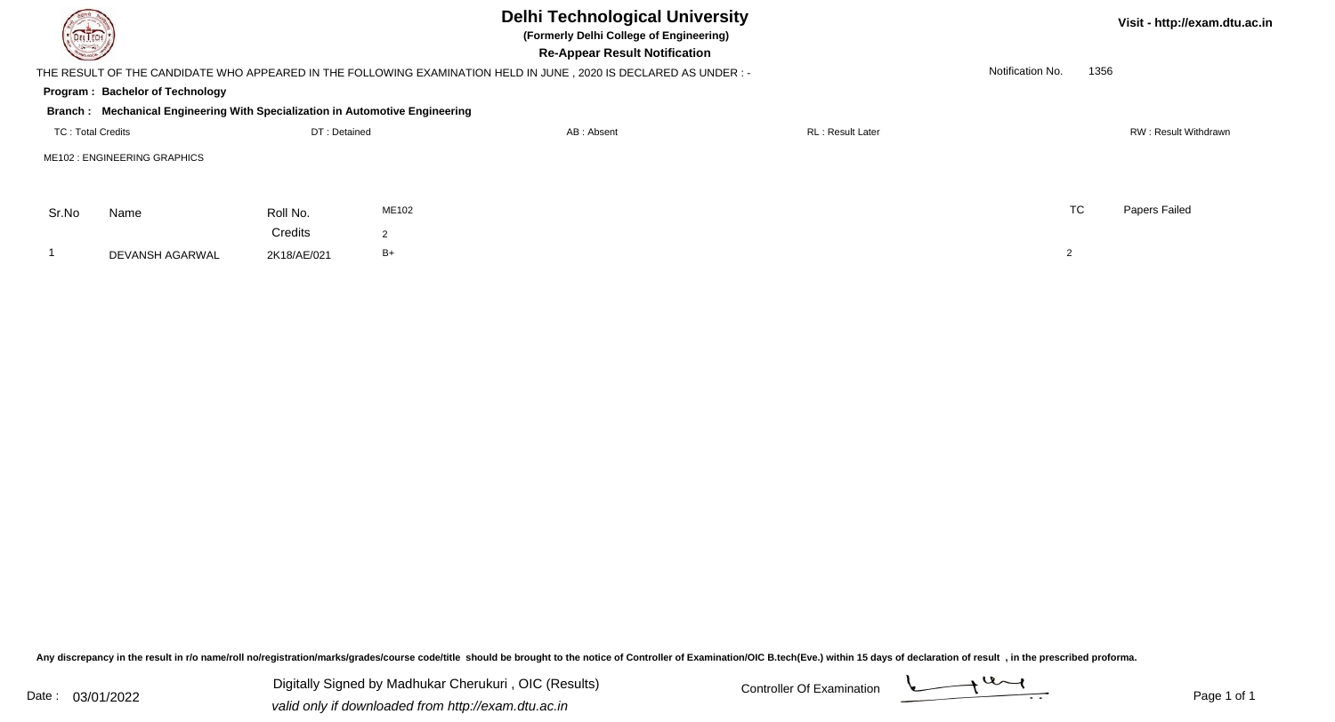# Delhi Technological University

**(Formerly Delhi College of Engineering)**

**Re-Appear Result Notification**

Visit - http://exam.dtu.ac.in

THE RESULT OF THE CANDIDATE WHO APPEARED IN THE FOLLOWING EXAMINATION HELD IN JUNE , 2020 IS DECLARED AS UNDER : -

Notification No. 1356

**Program : Bachelor of Technology**

**Branch : Mechanical Engineering With Specialization in Automotive Engineering**

TC : Total Credits | DT : Detained | AB : Absent | RL : Result Later | RW : Result Withdrawn

ME102 : ENGINEERING GRAPHICS

| Sr.No | Name | Roll No. | ME102 | TC | Papers Failed |
|---|---|---|---|---|---|
| | | Credits | 2 | | |
| 1 | DEVANSH AGARWAL | 2K18/AE/021 | B+ | 2 | |

Any discrepancy in the result in r/o name/roll no/registration/marks/grades/course code/title should be brought to the notice of Controller of Examination/OIC B.tech(Eve.) within 15 days of declaration of result , in the prescribed proforma.

Date : 03/01/2022

Digitally Signed by Madhukar Cherukuri , OIC (Results)

*valid only if downloaded from http://exam.dtu.ac.in*

Controller Of Examination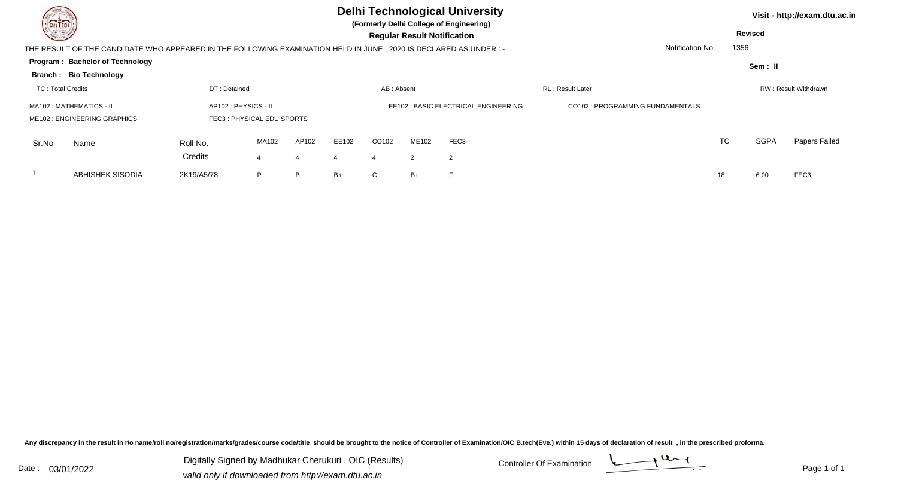# Delhi Technological University

**(Formerly Delhi College of Engineering)**

**Regular Result Notification**

Visit - http://exam.dtu.ac.in

**Revised**

THE RESULT OF THE CANDIDATE WHO APPEARED IN THE FOLLOWING EXAMINATION HELD IN JUNE , 2020 IS DECLARED AS UNDER : -

Notification No. 1356

**Program : Bachelor of Technology**

**Sem : II**

**Branch : Bio Technology**

TC : Total Credits | DT : Detained | AB : Absent | RL : Result Later | RW : Result Withdrawn

MA102 : MATHEMATICS - II | AP102 : PHYSICS - II | EE102 : BASIC ELECTRICAL ENGINEERING | CO102 : PROGRAMMING FUNDAMENTALS

ME102 : ENGINEERING GRAPHICS | FEC3 : PHYSICAL EDU SPORTS

| Sr.No | Name | Roll No. | MA102 | AP102 | EE102 | CO102 | ME102 | FEC3 | TC | SGPA | Papers Failed |
|---|---|---|---|---|---|---|---|---|---|---|---|
| | | Credits | 4 | 4 | 4 | 4 | 2 | 2 | | | |
| 1 | ABHISHEK SISODIA | 2K19/A5/78 | P | B | B+ | C | B+ | F | 18 | 6.00 | FEC3, |

Any discrepancy in the result in r/o name/roll no/registration/marks/grades/course code/title should be brought to the notice of Controller of Examination/OIC B.tech(Eve.) within 15 days of declaration of result , in the prescribed proforma.

Date : 03/01/2022

Digitally Signed by Madhukar Cherukuri , OIC (Results)

*valid only if downloaded from http://exam.dtu.ac.in*

Controller Of Examination